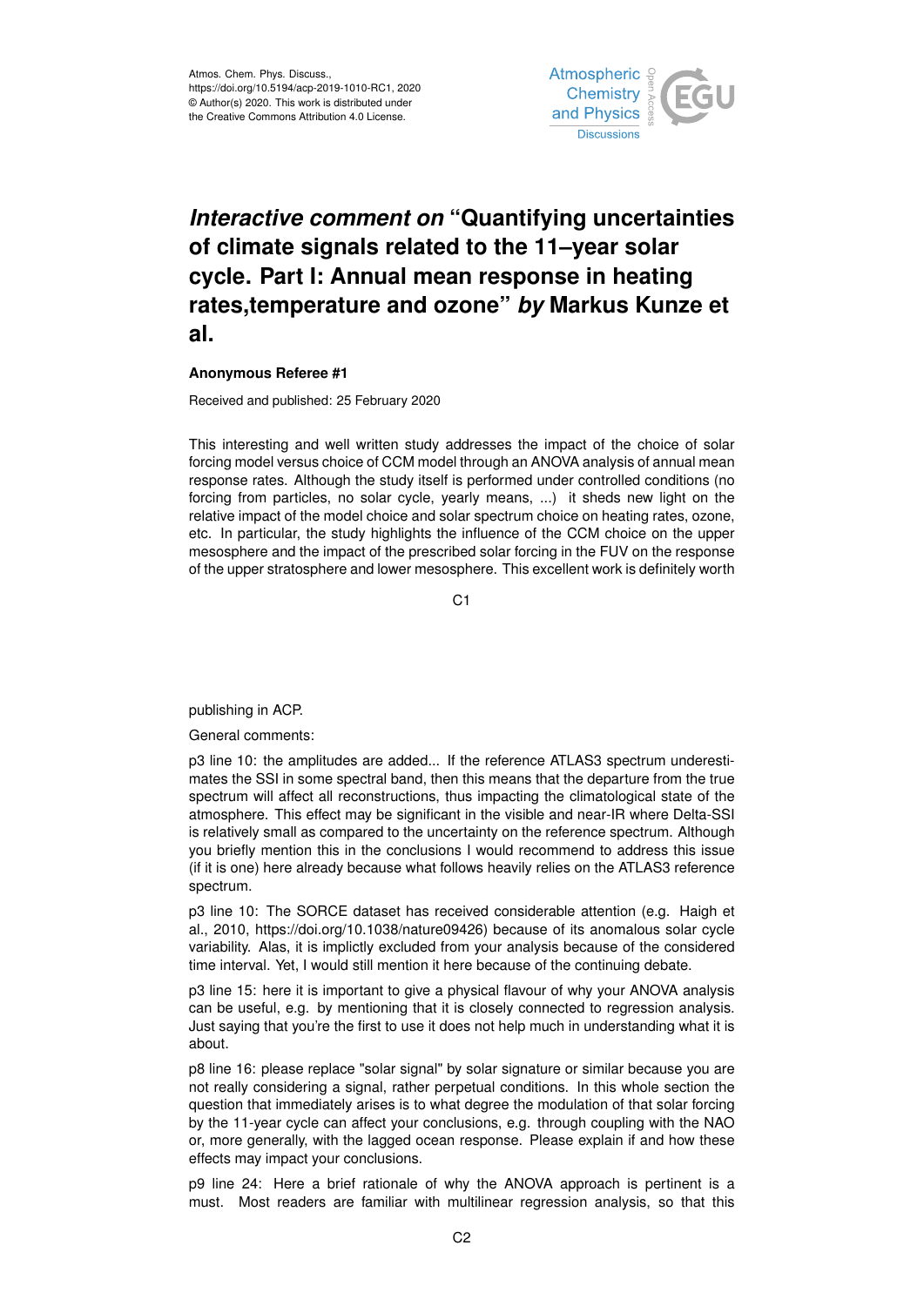Atmos. Chem. Phys. Discuss.,
https://doi.org/10.5194/acp-2019-1010-RC1, 2020
© Author(s) 2020. This work is distributed under
the Creative Commons Attribution 4.0 License.

# *Interactive comment on* "Quantifying uncertainties of climate signals related to the 11–year solar cycle. Part I: Annual mean response in heating rates,temperature and ozone" *by* Markus Kunze et al.

**Anonymous Referee #1**

Received and published: 25 February 2020

This interesting and well written study addresses the impact of the choice of solar forcing model versus choice of CCM model through an ANOVA analysis of annual mean response rates. Although the study itself is performed under controlled conditions (no forcing from particles, no solar cycle, yearly means, ...) it sheds new light on the relative impact of the model choice and solar spectrum choice on heating rates, ozone, etc. In particular, the study highlights the influence of the CCM choice on the upper mesosphere and the impact of the prescribed solar forcing in the FUV on the response of the upper stratosphere and lower mesosphere. This excellent work is definitely worth publishing in ACP.

General comments:

p3 line 10: the amplitudes are added... If the reference ATLAS3 spectrum underestimates the SSI in some spectral band, then this means that the departure from the true spectrum will affect all reconstructions, thus impacting the climatological state of the atmosphere. This effect may be significant in the visible and near-IR where Delta-SSI is relatively small as compared to the uncertainty on the reference spectrum. Although you briefly mention this in the conclusions I would recommend to address this issue (if it is one) here already because what follows heavily relies on the ATLAS3 reference spectrum.

p3 line 10: The SORCE dataset has received considerable attention (e.g. Haigh et al., 2010, https://doi.org/10.1038/nature09426) because of its anomalous solar cycle variability. Alas, it is implictly excluded from your analysis because of the considered time interval. Yet, I would still mention it here because of the continuing debate.

p3 line 15: here it is important to give a physical flavour of why your ANOVA analysis can be useful, e.g. by mentioning that it is closely connected to regression analysis. Just saying that you're the first to use it does not help much in understanding what it is about.

p8 line 16: please replace "solar signal" by solar signature or similar because you are not really considering a signal, rather perpetual conditions. In this whole section the question that immediately arises is to what degree the modulation of that solar forcing by the 11-year cycle can affect your conclusions, e.g. through coupling with the NAO or, more generally, with the lagged ocean response. Please explain if and how these effects may impact your conclusions.

p9 line 24: Here a brief rationale of why the ANOVA approach is pertinent is a must. Most readers are familiar with multilinear regression analysis, so that this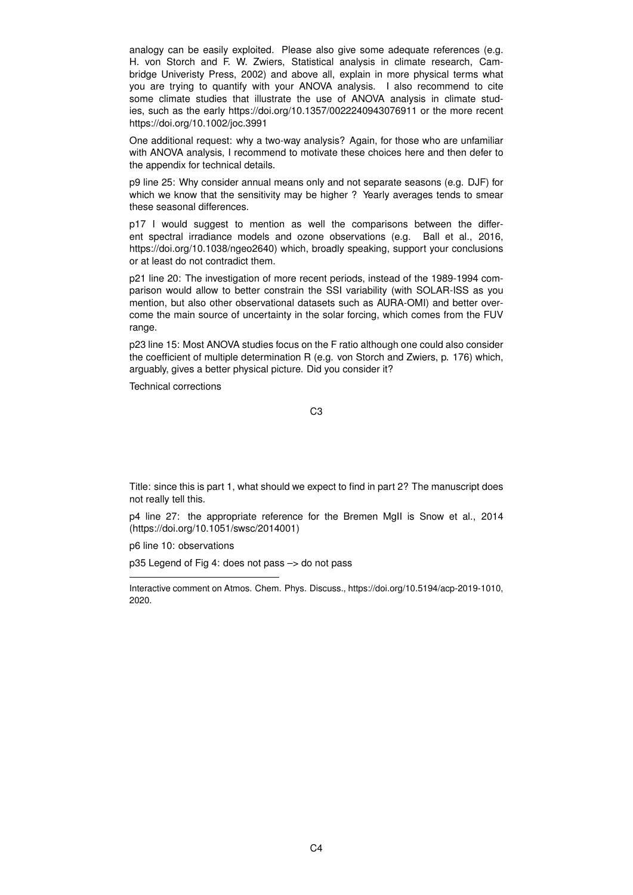analogy can be easily exploited. Please also give some adequate references (e.g. H. von Storch and F. W. Zwiers, Statistical analysis in climate research, Cambridge Univeristy Press, 2002) and above all, explain in more physical terms what you are trying to quantify with your ANOVA analysis. I also recommend to cite some climate studies that illustrate the use of ANOVA analysis in climate studies, such as the early https://doi.org/10.1357/0022240943076911 or the more recent https://doi.org/10.1002/joc.3991

One additional request: why a two-way analysis? Again, for those who are unfamiliar with ANOVA analysis, I recommend to motivate these choices here and then defer to the appendix for technical details.

p9 line 25: Why consider annual means only and not separate seasons (e.g. DJF) for which we know that the sensitivity may be higher ? Yearly averages tends to smear these seasonal differences.

p17 I would suggest to mention as well the comparisons between the different spectral irradiance models and ozone observations (e.g. Ball et al., 2016, https://doi.org/10.1038/ngeo2640) which, broadly speaking, support your conclusions or at least do not contradict them.

p21 line 20: The investigation of more recent periods, instead of the 1989-1994 comparison would allow to better constrain the SSI variability (with SOLAR-ISS as you mention, but also other observational datasets such as AURA-OMI) and better overcome the main source of uncertainty in the solar forcing, which comes from the FUV range.

p23 line 15: Most ANOVA studies focus on the F ratio although one could also consider the coefficient of multiple determination R (e.g. von Storch and Zwiers, p. 176) which, arguably, gives a better physical picture. Did you consider it?

Technical corrections

Title: since this is part 1, what should we expect to find in part 2? The manuscript does not really tell this.

p4 line 27: the appropriate reference for the Bremen MgII is Snow et al., 2014 (https://doi.org/10.1051/swsc/2014001)

p6 line 10: observations

p35 Legend of Fig 4: does not pass –> do not pass

---

Interactive comment on Atmos. Chem. Phys. Discuss., https://doi.org/10.5194/acp-2019-1010, 2020.